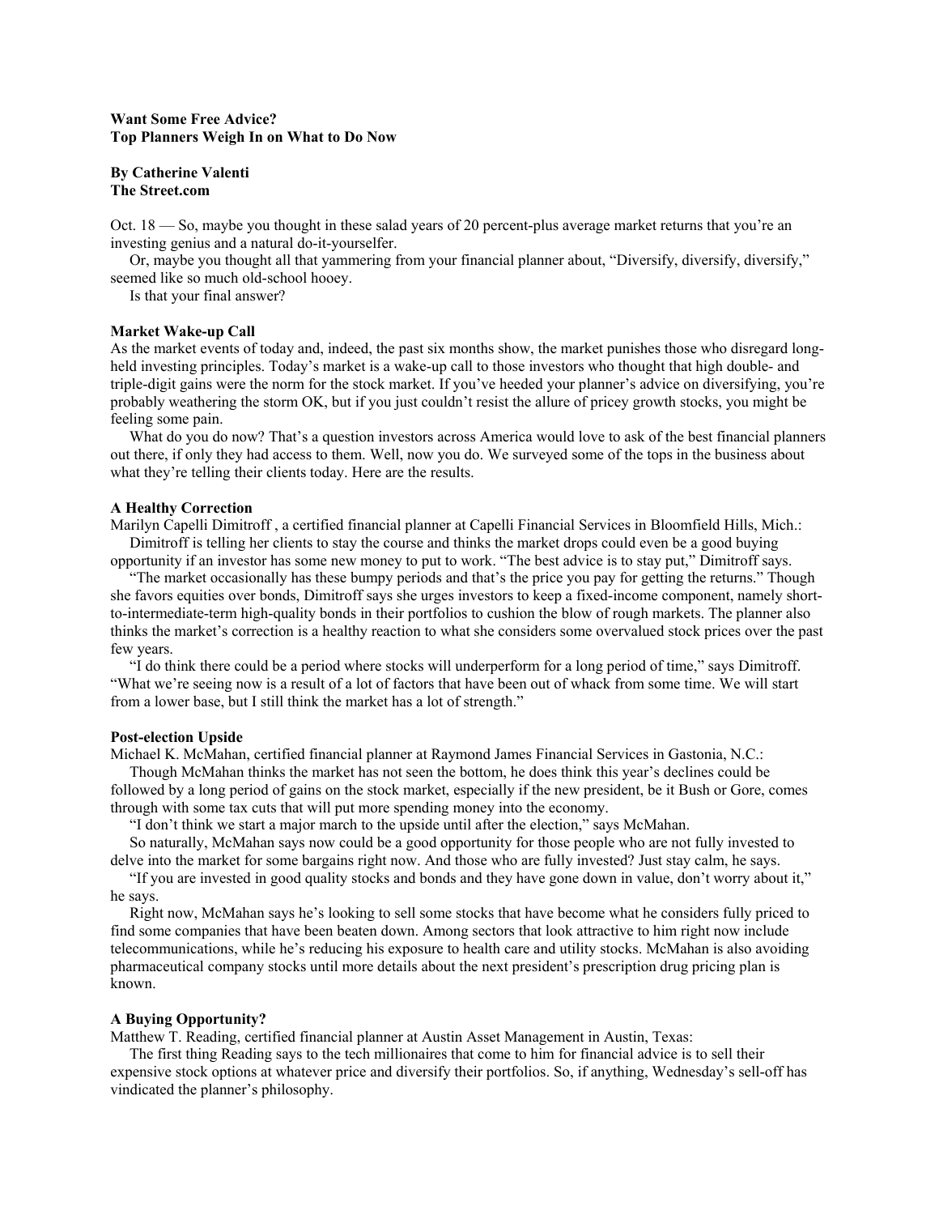**Want Some Free Advice?**
**Top Planners Weigh In on What to Do Now**

**By Catherine Valenti**
**The Street.com**

Oct. 18 — So, maybe you thought in these salad years of 20 percent-plus average market returns that you're an investing genius and a natural do-it-yourselfer.

Or, maybe you thought all that yammering from your financial planner about, "Diversify, diversify, diversify," seemed like so much old-school hooey.

Is that your final answer?

**Market Wake-up Call**

As the market events of today and, indeed, the past six months show, the market punishes those who disregard long-held investing principles. Today's market is a wake-up call to those investors who thought that high double- and triple-digit gains were the norm for the stock market. If you've heeded your planner's advice on diversifying, you're probably weathering the storm OK, but if you just couldn't resist the allure of pricey growth stocks, you might be feeling some pain.

What do you do now? That's a question investors across America would love to ask of the best financial planners out there, if only they had access to them. Well, now you do. We surveyed some of the tops in the business about what they're telling their clients today. Here are the results.

**A Healthy Correction**

Marilyn Capelli Dimitroff , a certified financial planner at Capelli Financial Services in Bloomfield Hills, Mich.:

Dimitroff is telling her clients to stay the course and thinks the market drops could even be a good buying opportunity if an investor has some new money to put to work. "The best advice is to stay put," Dimitroff says.

"The market occasionally has these bumpy periods and that's the price you pay for getting the returns." Though she favors equities over bonds, Dimitroff says she urges investors to keep a fixed-income component, namely short-to-intermediate-term high-quality bonds in their portfolios to cushion the blow of rough markets. The planner also thinks the market's correction is a healthy reaction to what she considers some overvalued stock prices over the past few years.

"I do think there could be a period where stocks will underperform for a long period of time," says Dimitroff. "What we're seeing now is a result of a lot of factors that have been out of whack from some time. We will start from a lower base, but I still think the market has a lot of strength."

**Post-election Upside**

Michael K. McMahan, certified financial planner at Raymond James Financial Services in Gastonia, N.C.:

Though McMahan thinks the market has not seen the bottom, he does think this year's declines could be followed by a long period of gains on the stock market, especially if the new president, be it Bush or Gore, comes through with some tax cuts that will put more spending money into the economy.

"I don't think we start a major march to the upside until after the election," says McMahan.

So naturally, McMahan says now could be a good opportunity for those people who are not fully invested to delve into the market for some bargains right now. And those who are fully invested? Just stay calm, he says.

"If you are invested in good quality stocks and bonds and they have gone down in value, don't worry about it," he says.

Right now, McMahan says he's looking to sell some stocks that have become what he considers fully priced to find some companies that have been beaten down. Among sectors that look attractive to him right now include telecommunications, while he's reducing his exposure to health care and utility stocks. McMahan is also avoiding pharmaceutical company stocks until more details about the next president's prescription drug pricing plan is known.

**A Buying Opportunity?**

Matthew T. Reading, certified financial planner at Austin Asset Management in Austin, Texas:

The first thing Reading says to the tech millionaires that come to him for financial advice is to sell their expensive stock options at whatever price and diversify their portfolios. So, if anything, Wednesday's sell-off has vindicated the planner's philosophy.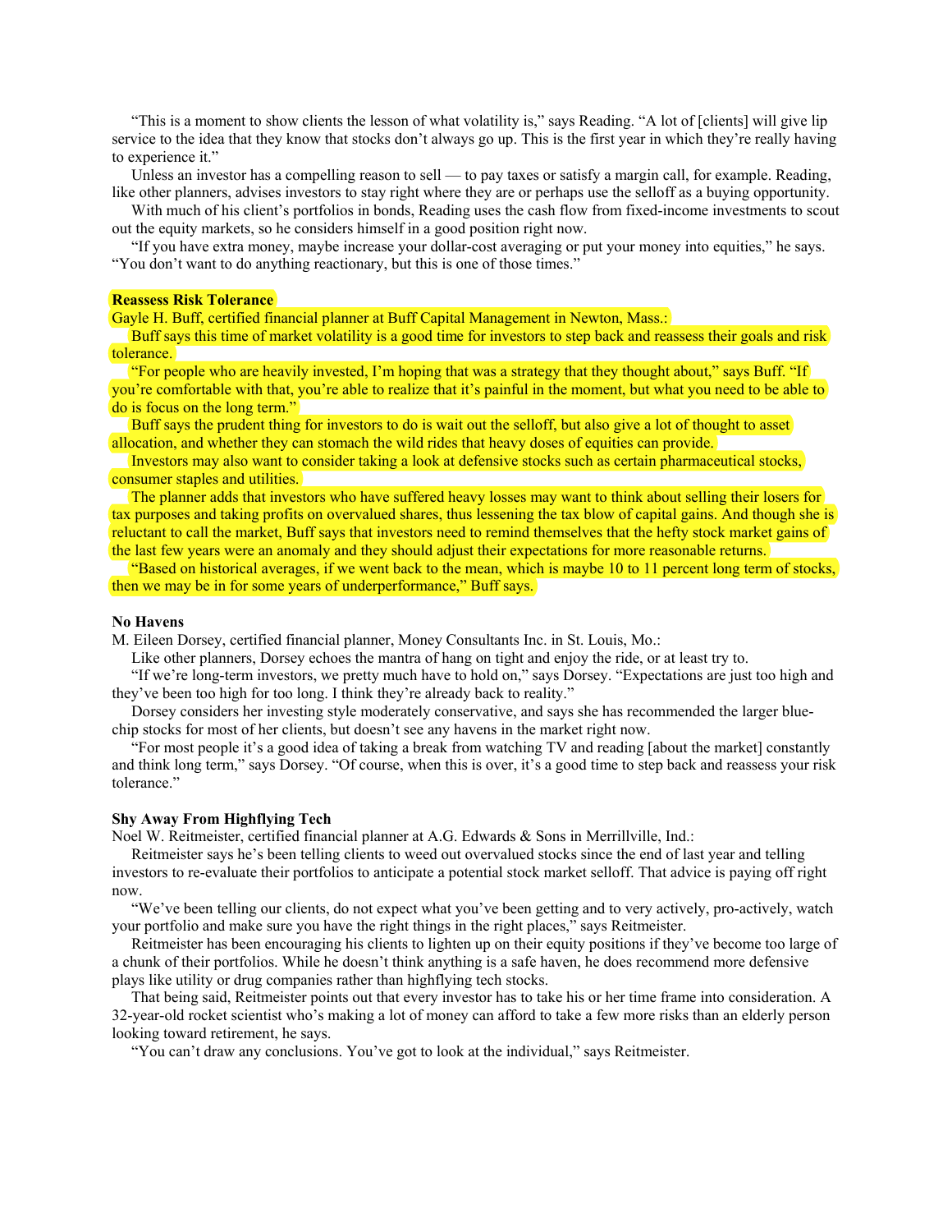"This is a moment to show clients the lesson of what volatility is," says Reading. "A lot of [clients] will give lip service to the idea that they know that stocks don't always go up. This is the first year in which they're really having to experience it."

Unless an investor has a compelling reason to sell — to pay taxes or satisfy a margin call, for example. Reading, like other planners, advises investors to stay right where they are or perhaps use the selloff as a buying opportunity.

With much of his client's portfolios in bonds, Reading uses the cash flow from fixed-income investments to scout out the equity markets, so he considers himself in a good position right now.

"If you have extra money, maybe increase your dollar-cost averaging or put your money into equities," he says. "You don't want to do anything reactionary, but this is one of those times."

**Reassess Risk Tolerance**

Gayle H. Buff, certified financial planner at Buff Capital Management in Newton, Mass.:

Buff says this time of market volatility is a good time for investors to step back and reassess their goals and risk tolerance.

"For people who are heavily invested, I'm hoping that was a strategy that they thought about," says Buff. "If you're comfortable with that, you're able to realize that it's painful in the moment, but what you need to be able to do is focus on the long term."

Buff says the prudent thing for investors to do is wait out the selloff, but also give a lot of thought to asset allocation, and whether they can stomach the wild rides that heavy doses of equities can provide.

Investors may also want to consider taking a look at defensive stocks such as certain pharmaceutical stocks, consumer staples and utilities.

The planner adds that investors who have suffered heavy losses may want to think about selling their losers for tax purposes and taking profits on overvalued shares, thus lessening the tax blow of capital gains. And though she is reluctant to call the market, Buff says that investors need to remind themselves that the hefty stock market gains of the last few years were an anomaly and they should adjust their expectations for more reasonable returns.

"Based on historical averages, if we went back to the mean, which is maybe 10 to 11 percent long term of stocks, then we may be in for some years of underperformance," Buff says.

**No Havens**

M. Eileen Dorsey, certified financial planner, Money Consultants Inc. in St. Louis, Mo.:

Like other planners, Dorsey echoes the mantra of hang on tight and enjoy the ride, or at least try to.

"If we're long-term investors, we pretty much have to hold on," says Dorsey. "Expectations are just too high and they've been too high for too long. I think they're already back to reality."

Dorsey considers her investing style moderately conservative, and says she has recommended the larger blue-chip stocks for most of her clients, but doesn't see any havens in the market right now.

"For most people it's a good idea of taking a break from watching TV and reading [about the market] constantly and think long term," says Dorsey. "Of course, when this is over, it's a good time to step back and reassess your risk tolerance."

**Shy Away From Highflying Tech**

Noel W. Reitmeister, certified financial planner at A.G. Edwards & Sons in Merrillville, Ind.:

Reitmeister says he's been telling clients to weed out overvalued stocks since the end of last year and telling investors to re-evaluate their portfolios to anticipate a potential stock market selloff. That advice is paying off right now.

"We've been telling our clients, do not expect what you've been getting and to very actively, pro-actively, watch your portfolio and make sure you have the right things in the right places," says Reitmeister.

Reitmeister has been encouraging his clients to lighten up on their equity positions if they've become too large of a chunk of their portfolios. While he doesn't think anything is a safe haven, he does recommend more defensive plays like utility or drug companies rather than highflying tech stocks.

That being said, Reitmeister points out that every investor has to take his or her time frame into consideration. A 32-year-old rocket scientist who's making a lot of money can afford to take a few more risks than an elderly person looking toward retirement, he says.

"You can't draw any conclusions. You've got to look at the individual," says Reitmeister.